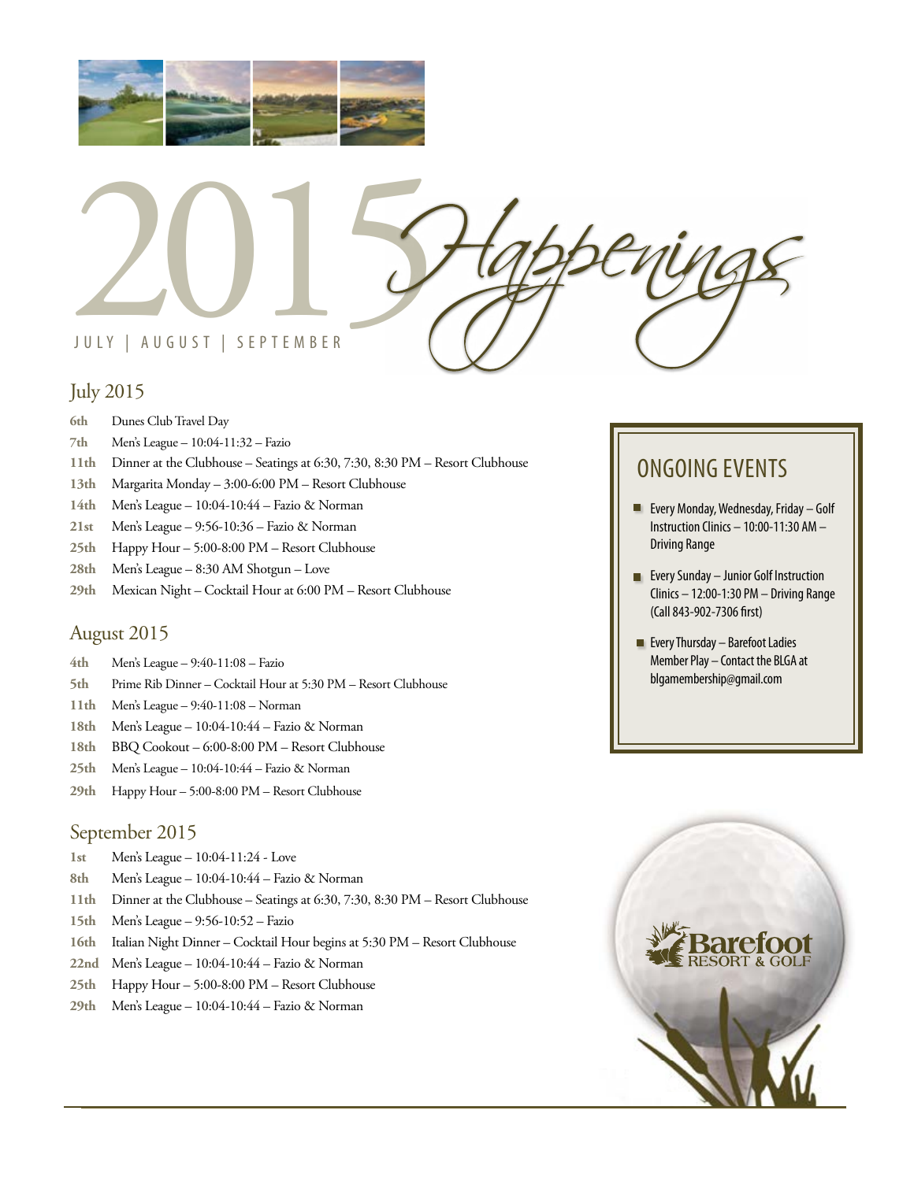# 2015 Happenings

JULY | AUGUST | SEPTEMBER

## July 2015

- **6th** Dunes Club Travel Day
- **7th** Men's League – 10:04-11:32 – Fazio
- **11th** Dinner at the Clubhouse – Seatings at 6:30, 7:30, 8:30 PM – Resort Clubhouse
- **13th** Margarita Monday – 3:00-6:00 PM – Resort Clubhouse
- **14th** Men's League – 10:04-10:44 – Fazio & Norman
- **21st** Men's League – 9:56-10:36 – Fazio & Norman
- **25th** Happy Hour – 5:00-8:00 PM – Resort Clubhouse
- **28th** Men's League – 8:30 AM Shotgun – Love
- **29th** Mexican Night – Cocktail Hour at 6:00 PM – Resort Clubhouse

## August 2015

- **4th** Men's League – 9:40-11:08 – Fazio
- **5th** Prime Rib Dinner – Cocktail Hour at 5:30 PM – Resort Clubhouse
- **11th** Men's League – 9:40-11:08 – Norman
- **18th** Men's League – 10:04-10:44 – Fazio & Norman
- **18th** BBQ Cookout – 6:00-8:00 PM – Resort Clubhouse
- **25th** Men's League – 10:04-10:44 – Fazio & Norman
- **29th** Happy Hour – 5:00-8:00 PM – Resort Clubhouse

## September 2015

- **1st** Men's League – 10:04-11:24 - Love
- **8th** Men's League – 10:04-10:44 – Fazio & Norman
- **11th** Dinner at the Clubhouse – Seatings at 6:30, 7:30, 8:30 PM – Resort Clubhouse
- **15th** Men's League – 9:56-10:52 – Fazio
- **16th** Italian Night Dinner – Cocktail Hour begins at 5:30 PM – Resort Clubhouse
- **22nd** Men's League – 10:04-10:44 – Fazio & Norman
- **25th** Happy Hour – 5:00-8:00 PM – Resort Clubhouse
- **29th** Men's League – 10:04-10:44 – Fazio & Norman

## ONGOING EVENTS

- Every Monday, Wednesday, Friday – Golf Instruction Clinics – 10:00-11:30 AM – Driving Range
- Every Sunday – Junior Golf Instruction Clinics – 12:00-1:30 PM – Driving Range (Call 843-902-7306 first)
- Every Thursday – Barefoot Ladies Member Play – Contact the BLGA at blgamembership@gmail.com

Barefoot RESORT & GOLF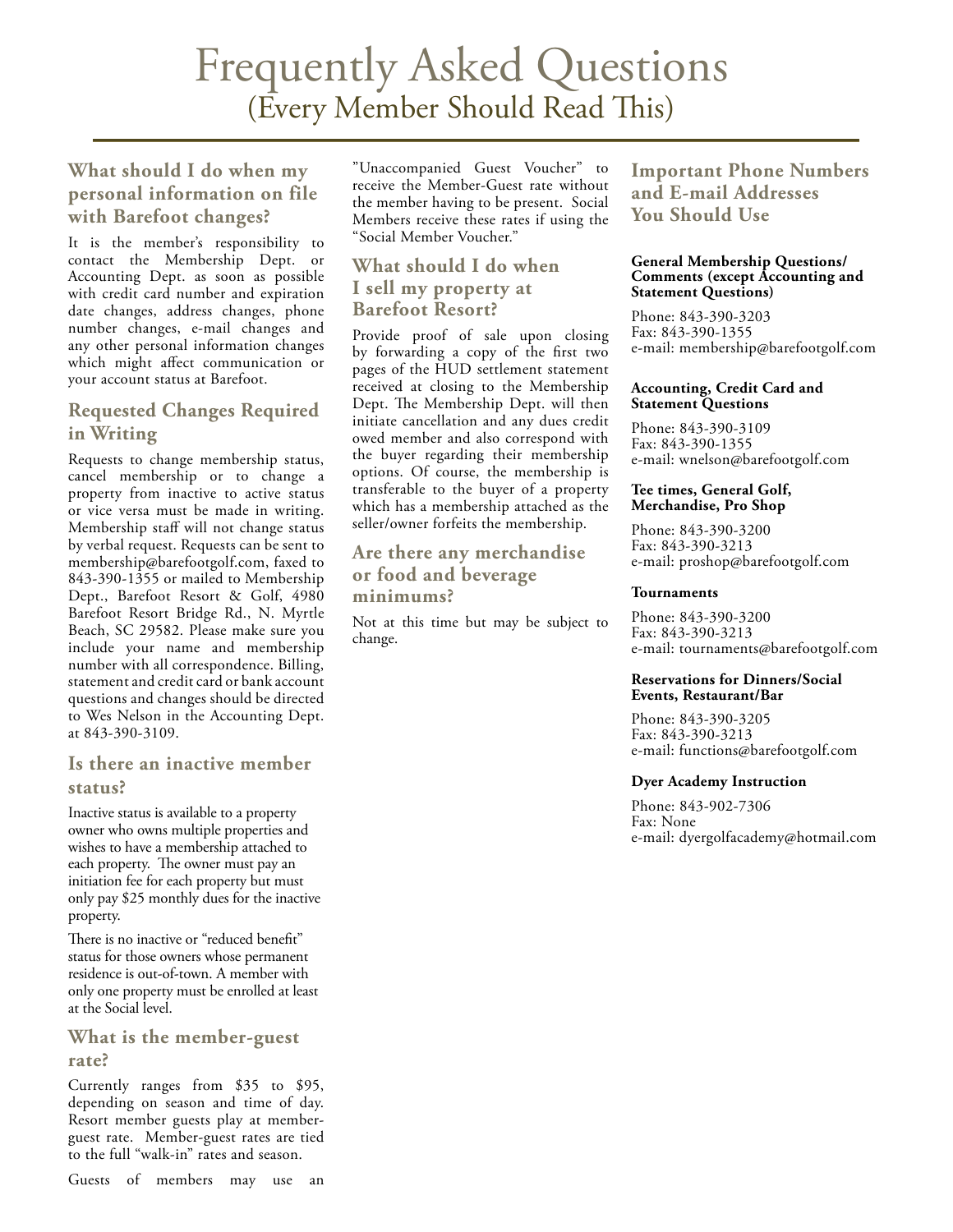# Frequently Asked Questions
## (Every Member Should Read This)

### What should I do when my personal information on file with Barefoot changes?

It is the member's responsibility to contact the Membership Dept. or Accounting Dept. as soon as possible with credit card number and expiration date changes, address changes, phone number changes, e-mail changes and any other personal information changes which might affect communication or your account status at Barefoot.

### Requested Changes Required in Writing

Requests to change membership status, cancel membership or to change a property from inactive to active status or vice versa must be made in writing. Membership staff will not change status by verbal request. Requests can be sent to membership@barefootgolf.com, faxed to 843-390-1355 or mailed to Membership Dept., Barefoot Resort & Golf, 4980 Barefoot Resort Bridge Rd., N. Myrtle Beach, SC 29582. Please make sure you include your name and membership number with all correspondence. Billing, statement and credit card or bank account questions and changes should be directed to Wes Nelson in the Accounting Dept. at 843-390-3109.

### Is there an inactive member status?

Inactive status is available to a property owner who owns multiple properties and wishes to have a membership attached to each property. The owner must pay an initiation fee for each property but must only pay $25 monthly dues for the inactive property.

There is no inactive or "reduced benefit" status for those owners whose permanent residence is out-of-town. A member with only one property must be enrolled at least at the Social level.

### What is the member-guest rate?

Currently ranges from $35 to $95, depending on season and time of day. Resort member guests play at member-guest rate. Member-guest rates are tied to the full "walk-in" rates and season.

Guests of members may use an "Unaccompanied Guest Voucher" to receive the Member-Guest rate without the member having to be present. Social Members receive these rates if using the "Social Member Voucher."

### What should I do when I sell my property at Barefoot Resort?

Provide proof of sale upon closing by forwarding a copy of the first two pages of the HUD settlement statement received at closing to the Membership Dept. The Membership Dept. will then initiate cancellation and any dues credit owed member and also correspond with the buyer regarding their membership options. Of course, the membership is transferable to the buyer of a property which has a membership attached as the seller/owner forfeits the membership.

### Are there any merchandise or food and beverage minimums?

Not at this time but may be subject to change.

### Important Phone Numbers and E-mail Addresses You Should Use

**General Membership Questions/ Comments (except Accounting and Statement Questions)**

Phone: 843-390-3203
Fax: 843-390-1355
e-mail: membership@barefootgolf.com

**Accounting, Credit Card and Statement Questions**

Phone: 843-390-3109
Fax: 843-390-1355
e-mail: wnelson@barefootgolf.com

**Tee times, General Golf, Merchandise, Pro Shop**

Phone: 843-390-3200
Fax: 843-390-3213
e-mail: proshop@barefootgolf.com

**Tournaments**

Phone: 843-390-3200
Fax: 843-390-3213
e-mail: tournaments@barefootgolf.com

**Reservations for Dinners/Social Events, Restaurant/Bar**

Phone: 843-390-3205
Fax: 843-390-3213
e-mail: functions@barefootgolf.com

**Dyer Academy Instruction**

Phone: 843-902-7306
Fax: None
e-mail: dyergolfacademy@hotmail.com